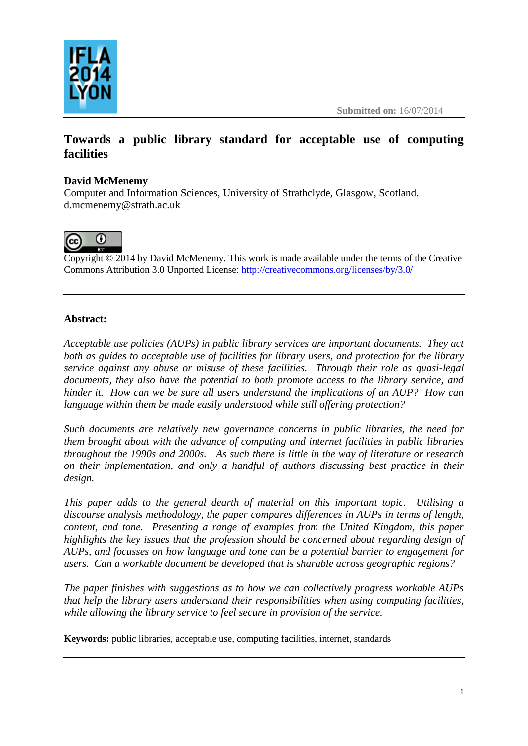Submitted on: 16/07/2014

# Towards a public library standard for acceptable use of computing facilities

**David McMenemy**
Computer and Information Sciences, University of Strathclyde, Glasgow, Scotland.
d.mcmenemy@strath.ac.uk

Copyright © 2014 by David McMenemy. This work is made available under the terms of the Creative Commons Attribution 3.0 Unported License: http://creativecommons.org/licenses/by/3.0/

---

**Abstract:**

*Acceptable use policies (AUPs) in public library services are important documents. They act both as guides to acceptable use of facilities for library users, and protection for the library service against any abuse or misuse of these facilities. Through their role as quasi-legal documents, they also have the potential to both promote access to the library service, and hinder it. How can we be sure all users understand the implications of an AUP? How can language within them be made easily understood while still offering protection?*

*Such documents are relatively new governance concerns in public libraries, the need for them brought about with the advance of computing and internet facilities in public libraries throughout the 1990s and 2000s. As such there is little in the way of literature or research on their implementation, and only a handful of authors discussing best practice in their design.*

*This paper adds to the general dearth of material on this important topic. Utilising a discourse analysis methodology, the paper compares differences in AUPs in terms of length, content, and tone. Presenting a range of examples from the United Kingdom, this paper highlights the key issues that the profession should be concerned about regarding design of AUPs, and focusses on how language and tone can be a potential barrier to engagement for users. Can a workable document be developed that is sharable across geographic regions?*

*The paper finishes with suggestions as to how we can collectively progress workable AUPs that help the library users understand their responsibilities when using computing facilities, while allowing the library service to feel secure in provision of the service.*

**Keywords:** public libraries, acceptable use, computing facilities, internet, standards

---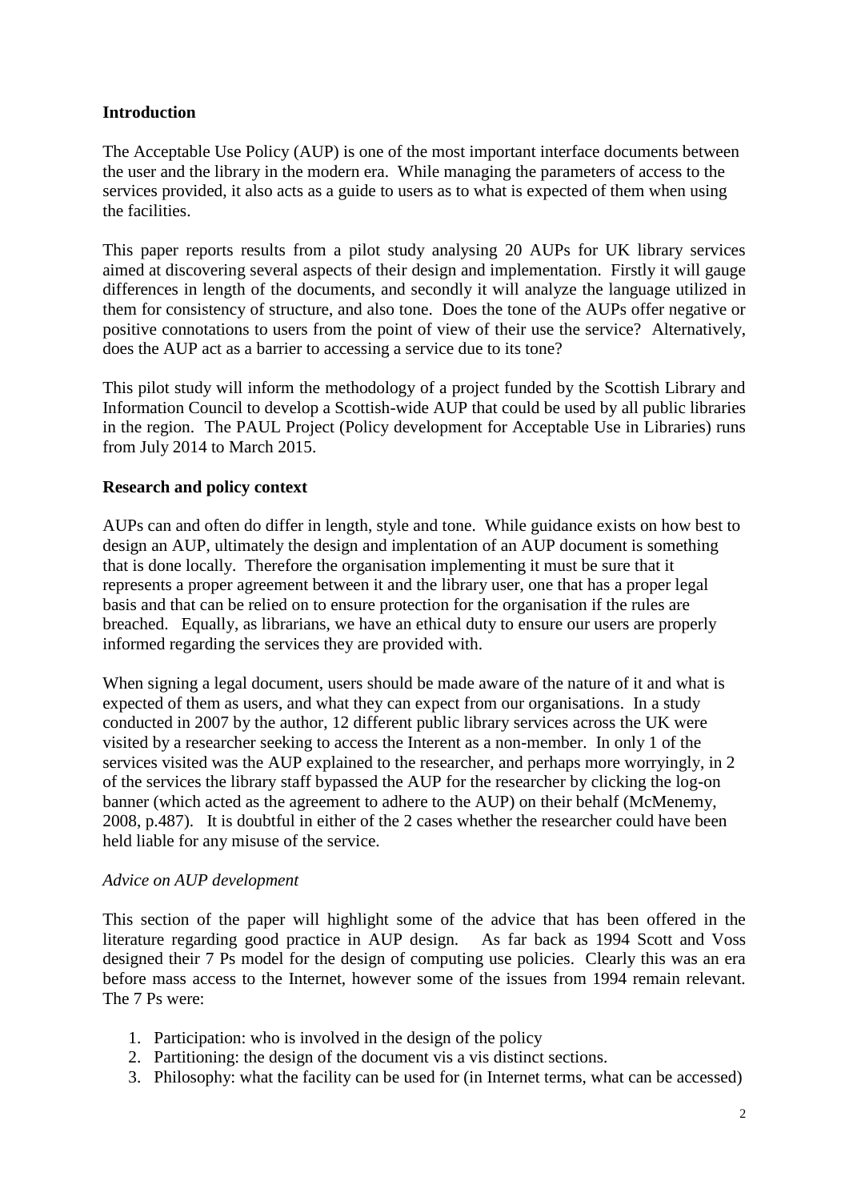**Introduction**

The Acceptable Use Policy (AUP) is one of the most important interface documents between the user and the library in the modern era. While managing the parameters of access to the services provided, it also acts as a guide to users as to what is expected of them when using the facilities.

This paper reports results from a pilot study analysing 20 AUPs for UK library services aimed at discovering several aspects of their design and implementation. Firstly it will gauge differences in length of the documents, and secondly it will analyze the language utilized in them for consistency of structure, and also tone. Does the tone of the AUPs offer negative or positive connotations to users from the point of view of their use the service? Alternatively, does the AUP act as a barrier to accessing a service due to its tone?

This pilot study will inform the methodology of a project funded by the Scottish Library and Information Council to develop a Scottish-wide AUP that could be used by all public libraries in the region. The PAUL Project (Policy development for Acceptable Use in Libraries) runs from July 2014 to March 2015.

**Research and policy context**

AUPs can and often do differ in length, style and tone. While guidance exists on how best to design an AUP, ultimately the design and implentation of an AUP document is something that is done locally. Therefore the organisation implementing it must be sure that it represents a proper agreement between it and the library user, one that has a proper legal basis and that can be relied on to ensure protection for the organisation if the rules are breached. Equally, as librarians, we have an ethical duty to ensure our users are properly informed regarding the services they are provided with.

When signing a legal document, users should be made aware of the nature of it and what is expected of them as users, and what they can expect from our organisations. In a study conducted in 2007 by the author, 12 different public library services across the UK were visited by a researcher seeking to access the Interent as a non-member. In only 1 of the services visited was the AUP explained to the researcher, and perhaps more worryingly, in 2 of the services the library staff bypassed the AUP for the researcher by clicking the log-on banner (which acted as the agreement to adhere to the AUP) on their behalf (McMenemy, 2008, p.487). It is doubtful in either of the 2 cases whether the researcher could have been held liable for any misuse of the service.

*Advice on AUP development*

This section of the paper will highlight some of the advice that has been offered in the literature regarding good practice in AUP design. As far back as 1994 Scott and Voss designed their 7 Ps model for the design of computing use policies. Clearly this was an era before mass access to the Internet, however some of the issues from 1994 remain relevant. The 7 Ps were:

1. Participation: who is involved in the design of the policy
2. Partitioning: the design of the document vis a vis distinct sections.
3. Philosophy: what the facility can be used for (in Internet terms, what can be accessed)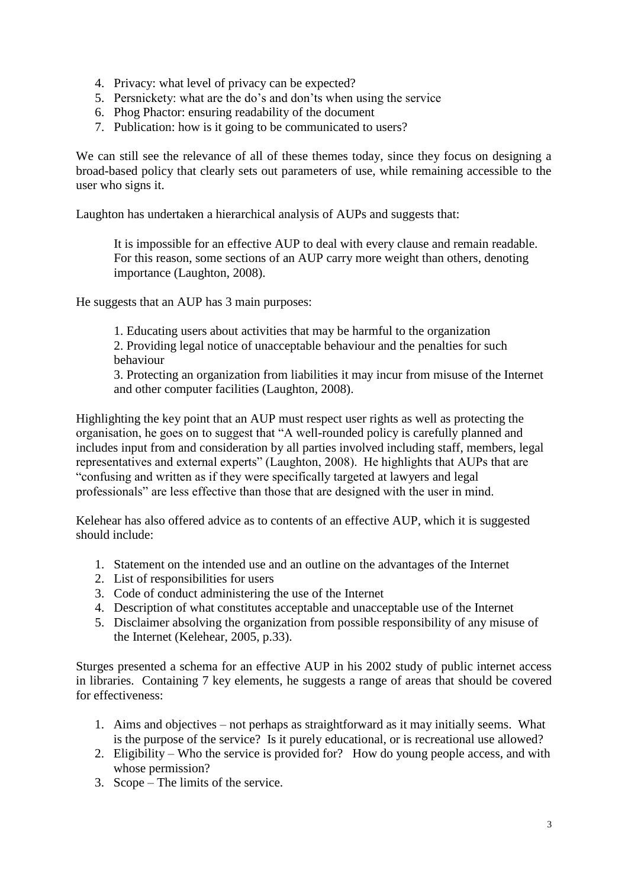4. Privacy: what level of privacy can be expected?
5. Persnickety: what are the do's and don'ts when using the service
6. Phog Phactor: ensuring readability of the document
7. Publication: how is it going to be communicated to users?

We can still see the relevance of all of these themes today, since they focus on designing a broad-based policy that clearly sets out parameters of use, while remaining accessible to the user who signs it.

Laughton has undertaken a hierarchical analysis of AUPs and suggests that:

> It is impossible for an effective AUP to deal with every clause and remain readable. For this reason, some sections of an AUP carry more weight than others, denoting importance (Laughton, 2008).

He suggests that an AUP has 3 main purposes:

> 1. Educating users about activities that may be harmful to the organization
> 2. Providing legal notice of unacceptable behaviour and the penalties for such behaviour
> 3. Protecting an organization from liabilities it may incur from misuse of the Internet and other computer facilities (Laughton, 2008).

Highlighting the key point that an AUP must respect user rights as well as protecting the organisation, he goes on to suggest that "A well-rounded policy is carefully planned and includes input from and consideration by all parties involved including staff, members, legal representatives and external experts" (Laughton, 2008). He highlights that AUPs that are "confusing and written as if they were specifically targeted at lawyers and legal professionals" are less effective than those that are designed with the user in mind.

Kelehear has also offered advice as to contents of an effective AUP, which it is suggested should include:

1. Statement on the intended use and an outline on the advantages of the Internet
2. List of responsibilities for users
3. Code of conduct administering the use of the Internet
4. Description of what constitutes acceptable and unacceptable use of the Internet
5. Disclaimer absolving the organization from possible responsibility of any misuse of the Internet (Kelehear, 2005, p.33).

Sturges presented a schema for an effective AUP in his 2002 study of public internet access in libraries. Containing 7 key elements, he suggests a range of areas that should be covered for effectiveness:

1. Aims and objectives – not perhaps as straightforward as it may initially seems. What is the purpose of the service? Is it purely educational, or is recreational use allowed?
2. Eligibility – Who the service is provided for? How do young people access, and with whose permission?
3. Scope – The limits of the service.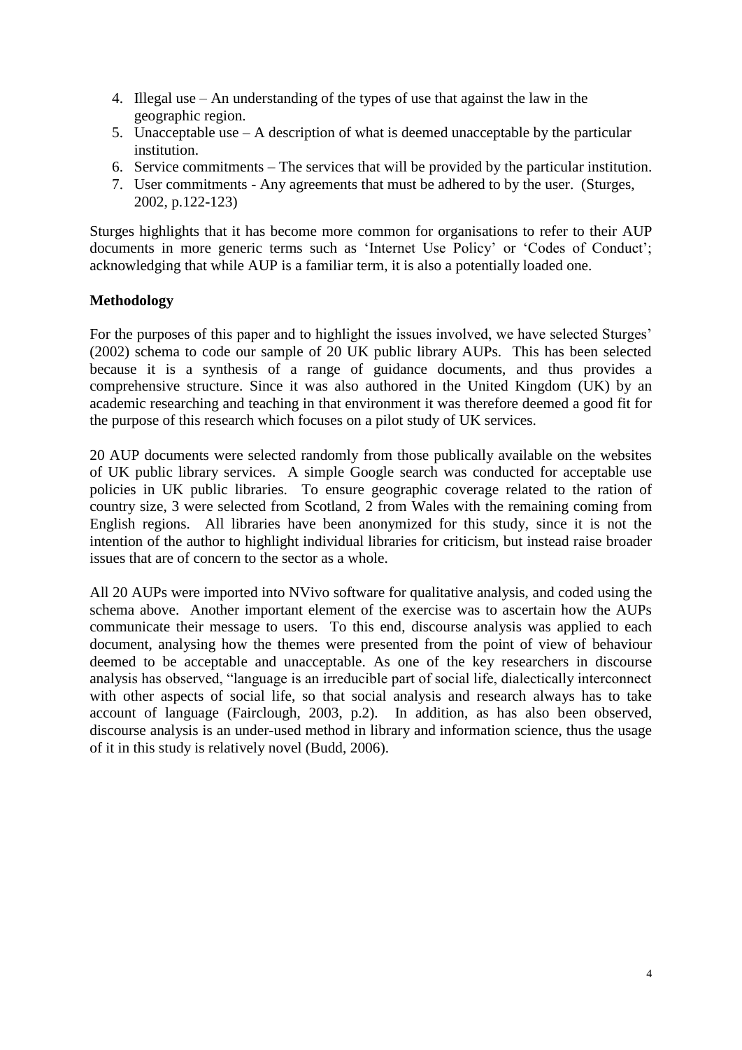4. Illegal use – An understanding of the types of use that against the law in the geographic region.
5. Unacceptable use – A description of what is deemed unacceptable by the particular institution.
6. Service commitments – The services that will be provided by the particular institution.
7. User commitments - Any agreements that must be adhered to by the user. (Sturges, 2002, p.122-123)

Sturges highlights that it has become more common for organisations to refer to their AUP documents in more generic terms such as 'Internet Use Policy' or 'Codes of Conduct'; acknowledging that while AUP is a familiar term, it is also a potentially loaded one.

**Methodology**

For the purposes of this paper and to highlight the issues involved, we have selected Sturges' (2002) schema to code our sample of 20 UK public library AUPs. This has been selected because it is a synthesis of a range of guidance documents, and thus provides a comprehensive structure. Since it was also authored in the United Kingdom (UK) by an academic researching and teaching in that environment it was therefore deemed a good fit for the purpose of this research which focuses on a pilot study of UK services.

20 AUP documents were selected randomly from those publically available on the websites of UK public library services. A simple Google search was conducted for acceptable use policies in UK public libraries. To ensure geographic coverage related to the ration of country size, 3 were selected from Scotland, 2 from Wales with the remaining coming from English regions. All libraries have been anonymized for this study, since it is not the intention of the author to highlight individual libraries for criticism, but instead raise broader issues that are of concern to the sector as a whole.

All 20 AUPs were imported into NVivo software for qualitative analysis, and coded using the schema above. Another important element of the exercise was to ascertain how the AUPs communicate their message to users. To this end, discourse analysis was applied to each document, analysing how the themes were presented from the point of view of behaviour deemed to be acceptable and unacceptable. As one of the key researchers in discourse analysis has observed, "language is an irreducible part of social life, dialectically interconnect with other aspects of social life, so that social analysis and research always has to take account of language (Fairclough, 2003, p.2). In addition, as has also been observed, discourse analysis is an under-used method in library and information science, thus the usage of it in this study is relatively novel (Budd, 2006).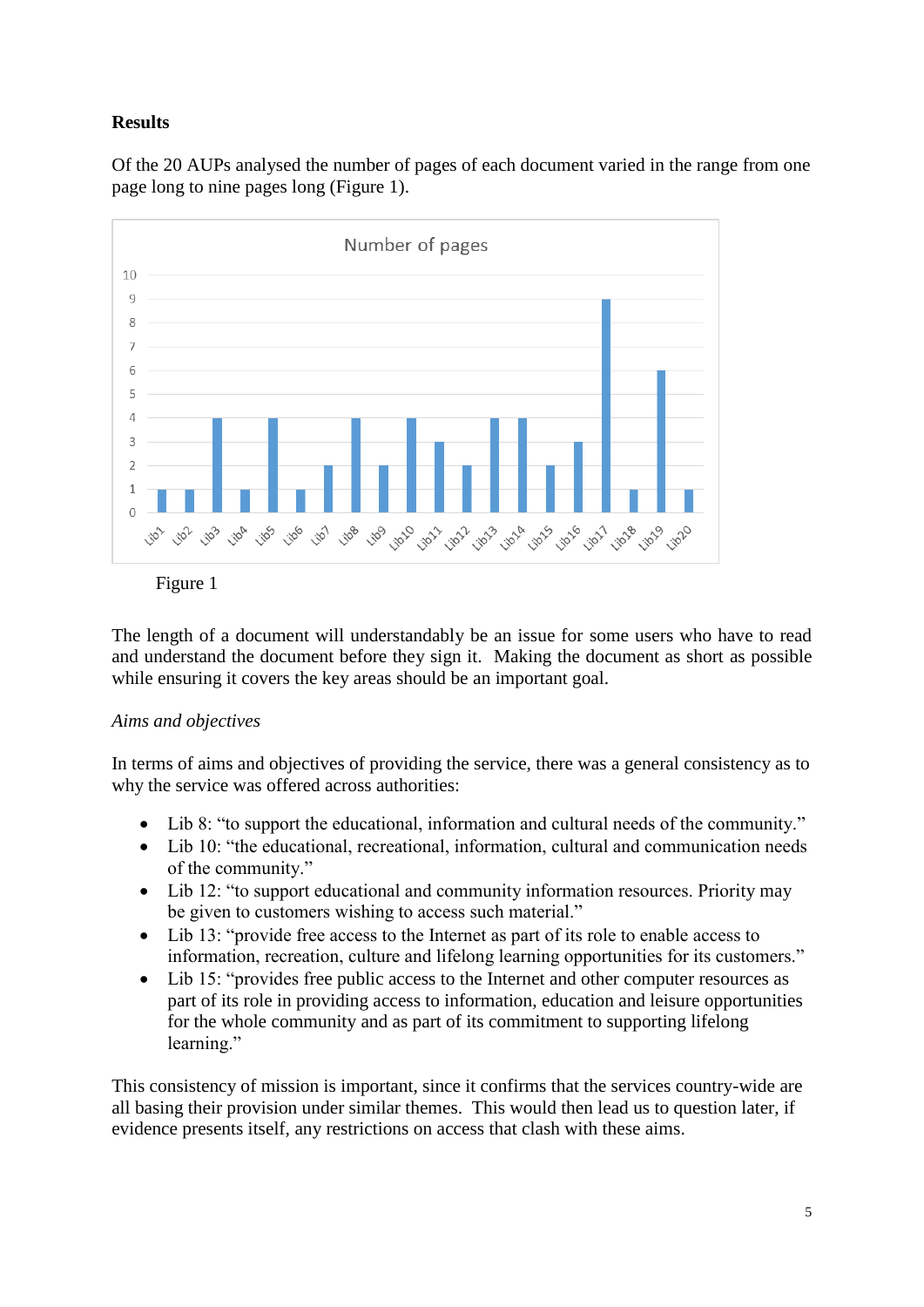**Results**

Of the 20 AUPs analysed the number of pages of each document varied in the range from one page long to nine pages long (Figure 1).

Figure 1

The length of a document will understandably be an issue for some users who have to read and understand the document before they sign it. Making the document as short as possible while ensuring it covers the key areas should be an important goal.

*Aims and objectives*

In terms of aims and objectives of providing the service, there was a general consistency as to why the service was offered across authorities:

- Lib 8: "to support the educational, information and cultural needs of the community."
- Lib 10: "the educational, recreational, information, cultural and communication needs of the community."
- Lib 12: "to support educational and community information resources. Priority may be given to customers wishing to access such material."
- Lib 13: "provide free access to the Internet as part of its role to enable access to information, recreation, culture and lifelong learning opportunities for its customers."
- Lib 15: "provides free public access to the Internet and other computer resources as part of its role in providing access to information, education and leisure opportunities for the whole community and as part of its commitment to supporting lifelong learning."

This consistency of mission is important, since it confirms that the services country-wide are all basing their provision under similar themes. This would then lead us to question later, if evidence presents itself, any restrictions on access that clash with these aims.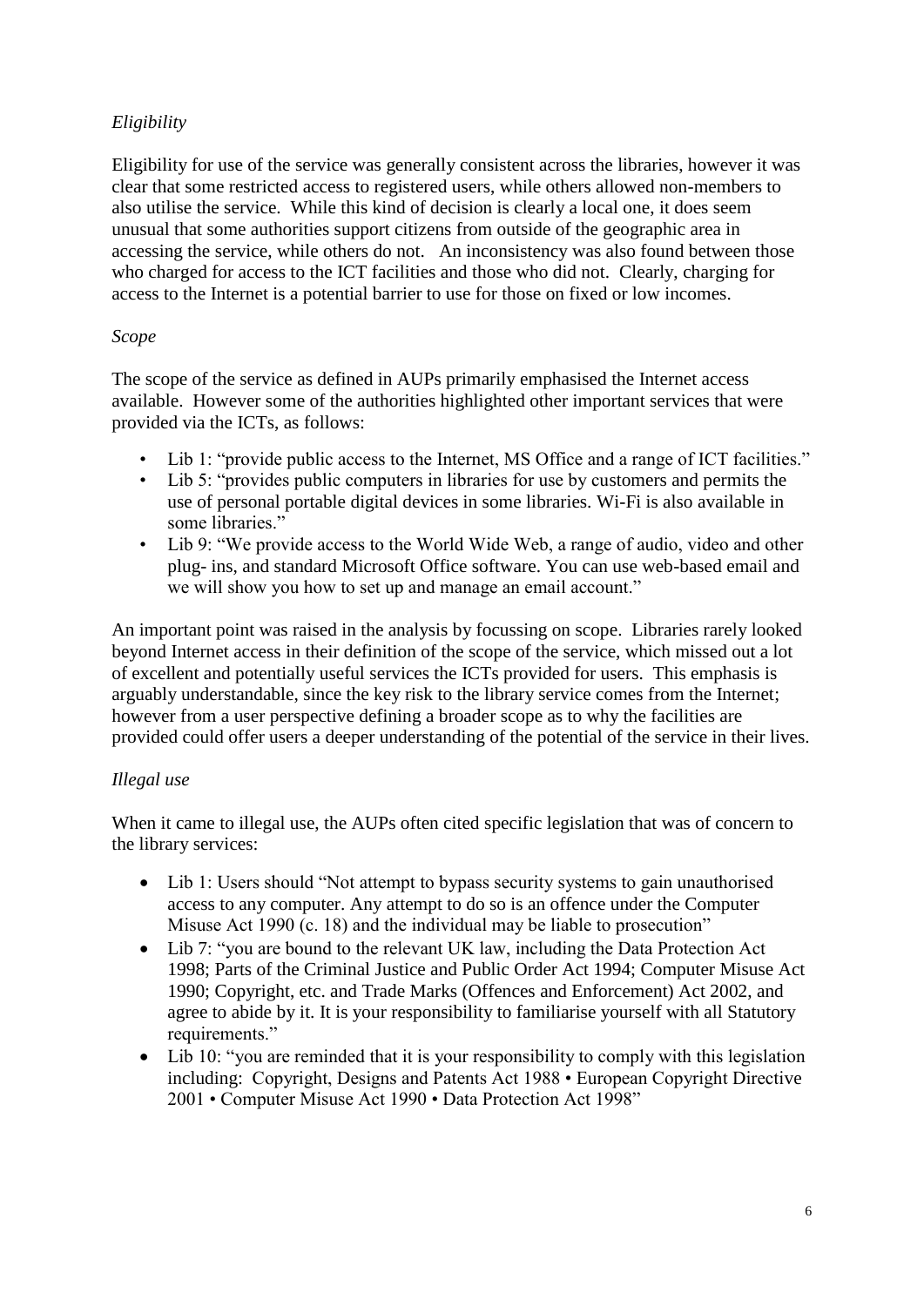*Eligibility*

Eligibility for use of the service was generally consistent across the libraries, however it was clear that some restricted access to registered users, while others allowed non-members to also utilise the service. While this kind of decision is clearly a local one, it does seem unusual that some authorities support citizens from outside of the geographic area in accessing the service, while others do not. An inconsistency was also found between those who charged for access to the ICT facilities and those who did not. Clearly, charging for access to the Internet is a potential barrier to use for those on fixed or low incomes.

*Scope*

The scope of the service as defined in AUPs primarily emphasised the Internet access available. However some of the authorities highlighted other important services that were provided via the ICTs, as follows:

- Lib 1: "provide public access to the Internet, MS Office and a range of ICT facilities."
- Lib 5: "provides public computers in libraries for use by customers and permits the use of personal portable digital devices in some libraries. Wi-Fi is also available in some libraries."
- Lib 9: "We provide access to the World Wide Web, a range of audio, video and other plug- ins, and standard Microsoft Office software. You can use web-based email and we will show you how to set up and manage an email account."

An important point was raised in the analysis by focussing on scope. Libraries rarely looked beyond Internet access in their definition of the scope of the service, which missed out a lot of excellent and potentially useful services the ICTs provided for users. This emphasis is arguably understandable, since the key risk to the library service comes from the Internet; however from a user perspective defining a broader scope as to why the facilities are provided could offer users a deeper understanding of the potential of the service in their lives.

*Illegal use*

When it came to illegal use, the AUPs often cited specific legislation that was of concern to the library services:

- Lib 1: Users should "Not attempt to bypass security systems to gain unauthorised access to any computer. Any attempt to do so is an offence under the Computer Misuse Act 1990 (c. 18) and the individual may be liable to prosecution"
- Lib 7: "you are bound to the relevant UK law, including the Data Protection Act 1998; Parts of the Criminal Justice and Public Order Act 1994; Computer Misuse Act 1990; Copyright, etc. and Trade Marks (Offences and Enforcement) Act 2002, and agree to abide by it. It is your responsibility to familiarise yourself with all Statutory requirements."
- Lib 10: "you are reminded that it is your responsibility to comply with this legislation including: Copyright, Designs and Patents Act 1988 • European Copyright Directive 2001 • Computer Misuse Act 1990 • Data Protection Act 1998"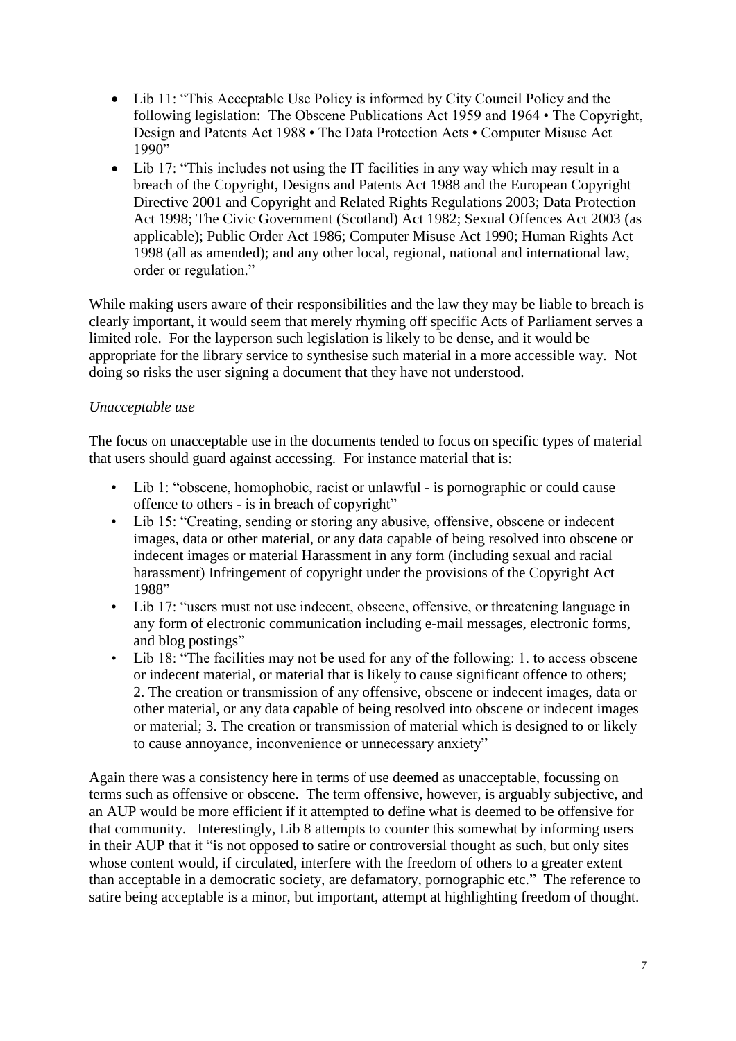- Lib 11: "This Acceptable Use Policy is informed by City Council Policy and the following legislation: The Obscene Publications Act 1959 and 1964 • The Copyright, Design and Patents Act 1988 • The Data Protection Acts • Computer Misuse Act 1990"
- Lib 17: "This includes not using the IT facilities in any way which may result in a breach of the Copyright, Designs and Patents Act 1988 and the European Copyright Directive 2001 and Copyright and Related Rights Regulations 2003; Data Protection Act 1998; The Civic Government (Scotland) Act 1982; Sexual Offences Act 2003 (as applicable); Public Order Act 1986; Computer Misuse Act 1990; Human Rights Act 1998 (all as amended); and any other local, regional, national and international law, order or regulation."

While making users aware of their responsibilities and the law they may be liable to breach is clearly important, it would seem that merely rhyming off specific Acts of Parliament serves a limited role. For the layperson such legislation is likely to be dense, and it would be appropriate for the library service to synthesise such material in a more accessible way. Not doing so risks the user signing a document that they have not understood.

*Unacceptable use*

The focus on unacceptable use in the documents tended to focus on specific types of material that users should guard against accessing. For instance material that is:

- Lib 1: "obscene, homophobic, racist or unlawful - is pornographic or could cause offence to others - is in breach of copyright"
- Lib 15: "Creating, sending or storing any abusive, offensive, obscene or indecent images, data or other material, or any data capable of being resolved into obscene or indecent images or material Harassment in any form (including sexual and racial harassment) Infringement of copyright under the provisions of the Copyright Act 1988"
- Lib 17: "users must not use indecent, obscene, offensive, or threatening language in any form of electronic communication including e-mail messages, electronic forms, and blog postings"
- Lib 18: "The facilities may not be used for any of the following: 1. to access obscene or indecent material, or material that is likely to cause significant offence to others; 2. The creation or transmission of any offensive, obscene or indecent images, data or other material, or any data capable of being resolved into obscene or indecent images or material; 3. The creation or transmission of material which is designed to or likely to cause annoyance, inconvenience or unnecessary anxiety"

Again there was a consistency here in terms of use deemed as unacceptable, focussing on terms such as offensive or obscene. The term offensive, however, is arguably subjective, and an AUP would be more efficient if it attempted to define what is deemed to be offensive for that community. Interestingly, Lib 8 attempts to counter this somewhat by informing users in their AUP that it "is not opposed to satire or controversial thought as such, but only sites whose content would, if circulated, interfere with the freedom of others to a greater extent than acceptable in a democratic society, are defamatory, pornographic etc." The reference to satire being acceptable is a minor, but important, attempt at highlighting freedom of thought.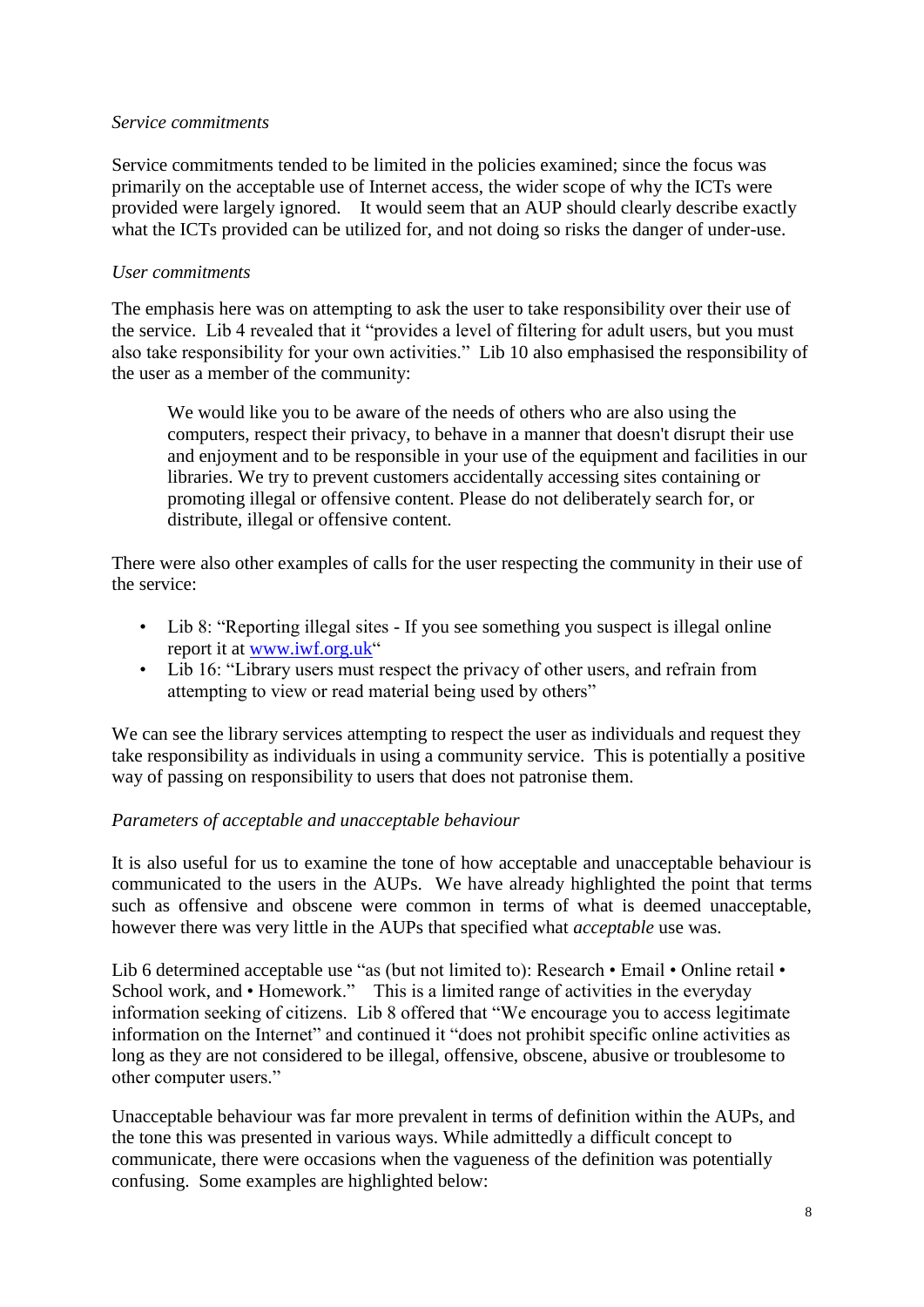*Service commitments*

Service commitments tended to be limited in the policies examined; since the focus was primarily on the acceptable use of Internet access, the wider scope of why the ICTs were provided were largely ignored.   It would seem that an AUP should clearly describe exactly what the ICTs provided can be utilized for, and not doing so risks the danger of under-use.

*User commitments*

The emphasis here was on attempting to ask the user to take responsibility over their use of the service.  Lib 4 revealed that it "provides a level of filtering for adult users, but you must also take responsibility for your own activities."  Lib 10 also emphasised the responsibility of the user as a member of the community:

> We would like you to be aware of the needs of others who are also using the computers, respect their privacy, to behave in a manner that doesn't disrupt their use and enjoyment and to be responsible in your use of the equipment and facilities in our libraries. We try to prevent customers accidentally accessing sites containing or promoting illegal or offensive content. Please do not deliberately search for, or distribute, illegal or offensive content.

There were also other examples of calls for the user respecting the community in their use of the service:

- Lib 8: "Reporting illegal sites - If you see something you suspect is illegal online report it at www.iwf.org.uk"
- Lib 16: "Library users must respect the privacy of other users, and refrain from attempting to view or read material being used by others"

We can see the library services attempting to respect the user as individuals and request they take responsibility as individuals in using a community service.  This is potentially a positive way of passing on responsibility to users that does not patronise them.

*Parameters of acceptable and unacceptable behaviour*

It is also useful for us to examine the tone of how acceptable and unacceptable behaviour is communicated to the users in the AUPs.  We have already highlighted the point that terms such as offensive and obscene were common in terms of what is deemed unacceptable, however there was very little in the AUPs that specified what *acceptable* use was.

Lib 6 determined acceptable use "as (but not limited to): Research • Email • Online retail • School work, and • Homework."   This is a limited range of activities in the everyday information seeking of citizens.  Lib 8 offered that "We encourage you to access legitimate information on the Internet" and continued it "does not prohibit specific online activities as long as they are not considered to be illegal, offensive, obscene, abusive or troublesome to other computer users."

Unacceptable behaviour was far more prevalent in terms of definition within the AUPs, and the tone this was presented in various ways. While admittedly a difficult concept to communicate, there were occasions when the vagueness of the definition was potentially confusing.  Some examples are highlighted below: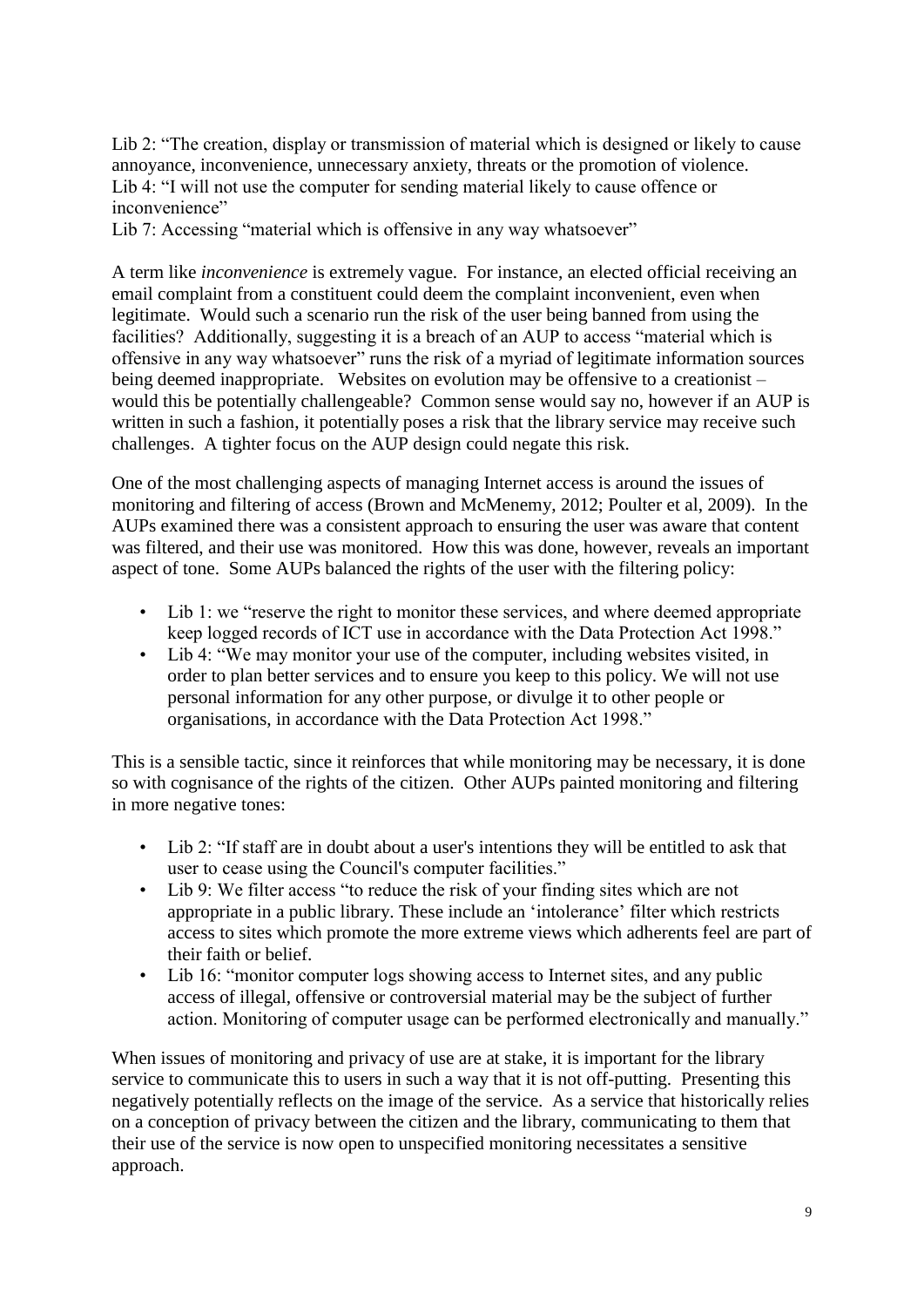Lib 2: "The creation, display or transmission of material which is designed or likely to cause annoyance, inconvenience, unnecessary anxiety, threats or the promotion of violence.
Lib 4: "I will not use the computer for sending material likely to cause offence or inconvenience"
Lib 7: Accessing "material which is offensive in any way whatsoever"

A term like *inconvenience* is extremely vague. For instance, an elected official receiving an email complaint from a constituent could deem the complaint inconvenient, even when legitimate. Would such a scenario run the risk of the user being banned from using the facilities? Additionally, suggesting it is a breach of an AUP to access "material which is offensive in any way whatsoever" runs the risk of a myriad of legitimate information sources being deemed inappropriate. Websites on evolution may be offensive to a creationist – would this be potentially challengeable? Common sense would say no, however if an AUP is written in such a fashion, it potentially poses a risk that the library service may receive such challenges. A tighter focus on the AUP design could negate this risk.

One of the most challenging aspects of managing Internet access is around the issues of monitoring and filtering of access (Brown and McMenemy, 2012; Poulter et al, 2009). In the AUPs examined there was a consistent approach to ensuring the user was aware that content was filtered, and their use was monitored. How this was done, however, reveals an important aspect of tone. Some AUPs balanced the rights of the user with the filtering policy:

- Lib 1: we "reserve the right to monitor these services, and where deemed appropriate keep logged records of ICT use in accordance with the Data Protection Act 1998."
- Lib 4: "We may monitor your use of the computer, including websites visited, in order to plan better services and to ensure you keep to this policy. We will not use personal information for any other purpose, or divulge it to other people or organisations, in accordance with the Data Protection Act 1998."

This is a sensible tactic, since it reinforces that while monitoring may be necessary, it is done so with cognisance of the rights of the citizen. Other AUPs painted monitoring and filtering in more negative tones:

- Lib 2: "If staff are in doubt about a user's intentions they will be entitled to ask that user to cease using the Council's computer facilities."
- Lib 9: We filter access "to reduce the risk of your finding sites which are not appropriate in a public library. These include an 'intolerance' filter which restricts access to sites which promote the more extreme views which adherents feel are part of their faith or belief.
- Lib 16: "monitor computer logs showing access to Internet sites, and any public access of illegal, offensive or controversial material may be the subject of further action. Monitoring of computer usage can be performed electronically and manually."

When issues of monitoring and privacy of use are at stake, it is important for the library service to communicate this to users in such a way that it is not off-putting. Presenting this negatively potentially reflects on the image of the service. As a service that historically relies on a conception of privacy between the citizen and the library, communicating to them that their use of the service is now open to unspecified monitoring necessitates a sensitive approach.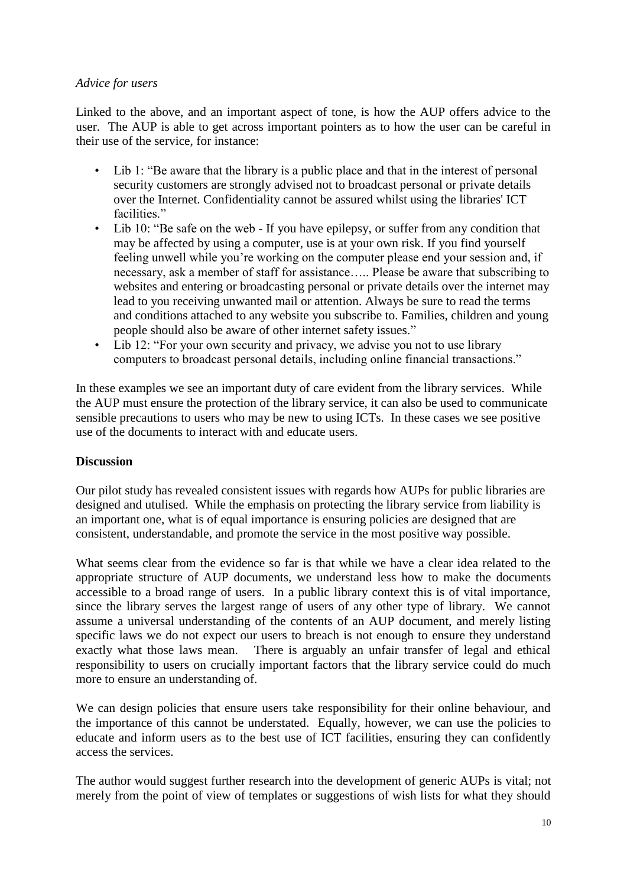*Advice for users*

Linked to the above, and an important aspect of tone, is how the AUP offers advice to the user. The AUP is able to get across important pointers as to how the user can be careful in their use of the service, for instance:

- Lib 1: "Be aware that the library is a public place and that in the interest of personal security customers are strongly advised not to broadcast personal or private details over the Internet. Confidentiality cannot be assured whilst using the libraries' ICT facilities."
- Lib 10: "Be safe on the web - If you have epilepsy, or suffer from any condition that may be affected by using a computer, use is at your own risk. If you find yourself feeling unwell while you're working on the computer please end your session and, if necessary, ask a member of staff for assistance….. Please be aware that subscribing to websites and entering or broadcasting personal or private details over the internet may lead to you receiving unwanted mail or attention. Always be sure to read the terms and conditions attached to any website you subscribe to. Families, children and young people should also be aware of other internet safety issues."
- Lib 12: "For your own security and privacy, we advise you not to use library computers to broadcast personal details, including online financial transactions."

In these examples we see an important duty of care evident from the library services. While the AUP must ensure the protection of the library service, it can also be used to communicate sensible precautions to users who may be new to using ICTs. In these cases we see positive use of the documents to interact with and educate users.

**Discussion**

Our pilot study has revealed consistent issues with regards how AUPs for public libraries are designed and utulised. While the emphasis on protecting the library service from liability is an important one, what is of equal importance is ensuring policies are designed that are consistent, understandable, and promote the service in the most positive way possible.

What seems clear from the evidence so far is that while we have a clear idea related to the appropriate structure of AUP documents, we understand less how to make the documents accessible to a broad range of users. In a public library context this is of vital importance, since the library serves the largest range of users of any other type of library. We cannot assume a universal understanding of the contents of an AUP document, and merely listing specific laws we do not expect our users to breach is not enough to ensure they understand exactly what those laws mean. There is arguably an unfair transfer of legal and ethical responsibility to users on crucially important factors that the library service could do much more to ensure an understanding of.

We can design policies that ensure users take responsibility for their online behaviour, and the importance of this cannot be understated. Equally, however, we can use the policies to educate and inform users as to the best use of ICT facilities, ensuring they can confidently access the services.

The author would suggest further research into the development of generic AUPs is vital; not merely from the point of view of templates or suggestions of wish lists for what they should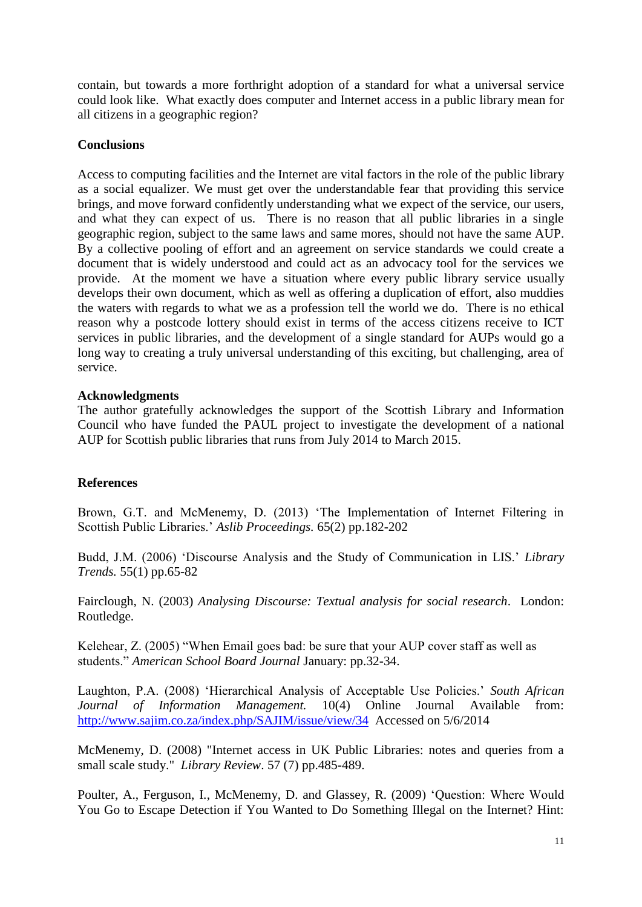contain, but towards a more forthright adoption of a standard for what a universal service could look like. What exactly does computer and Internet access in a public library mean for all citizens in a geographic region?

## Conclusions

Access to computing facilities and the Internet are vital factors in the role of the public library as a social equalizer. We must get over the understandable fear that providing this service brings, and move forward confidently understanding what we expect of the service, our users, and what they can expect of us. There is no reason that all public libraries in a single geographic region, subject to the same laws and same mores, should not have the same AUP. By a collective pooling of effort and an agreement on service standards we could create a document that is widely understood and could act as an advocacy tool for the services we provide. At the moment we have a situation where every public library service usually develops their own document, which as well as offering a duplication of effort, also muddies the waters with regards to what we as a profession tell the world we do. There is no ethical reason why a postcode lottery should exist in terms of the access citizens receive to ICT services in public libraries, and the development of a single standard for AUPs would go a long way to creating a truly universal understanding of this exciting, but challenging, area of service.

## Acknowledgments

The author gratefully acknowledges the support of the Scottish Library and Information Council who have funded the PAUL project to investigate the development of a national AUP for Scottish public libraries that runs from July 2014 to March 2015.

## References

Brown, G.T. and McMenemy, D. (2013) 'The Implementation of Internet Filtering in Scottish Public Libraries.' *Aslib Proceedings.* 65(2) pp.182-202

Budd, J.M. (2006) 'Discourse Analysis and the Study of Communication in LIS.' *Library Trends.* 55(1) pp.65-82

Fairclough, N. (2003) *Analysing Discourse: Textual analysis for social research*. London: Routledge.

Kelehear, Z. (2005) "When Email goes bad: be sure that your AUP cover staff as well as students." *American School Board Journal* January: pp.32-34.

Laughton, P.A. (2008) 'Hierarchical Analysis of Acceptable Use Policies.' *South African Journal of Information Management.* 10(4) Online Journal Available from: http://www.sajim.co.za/index.php/SAJIM/issue/view/34 Accessed on 5/6/2014

McMenemy, D. (2008) "Internet access in UK Public Libraries: notes and queries from a small scale study." *Library Review*. 57 (7) pp.485-489.

Poulter, A., Ferguson, I., McMenemy, D. and Glassey, R. (2009) 'Question: Where Would You Go to Escape Detection if You Wanted to Do Something Illegal on the Internet? Hint: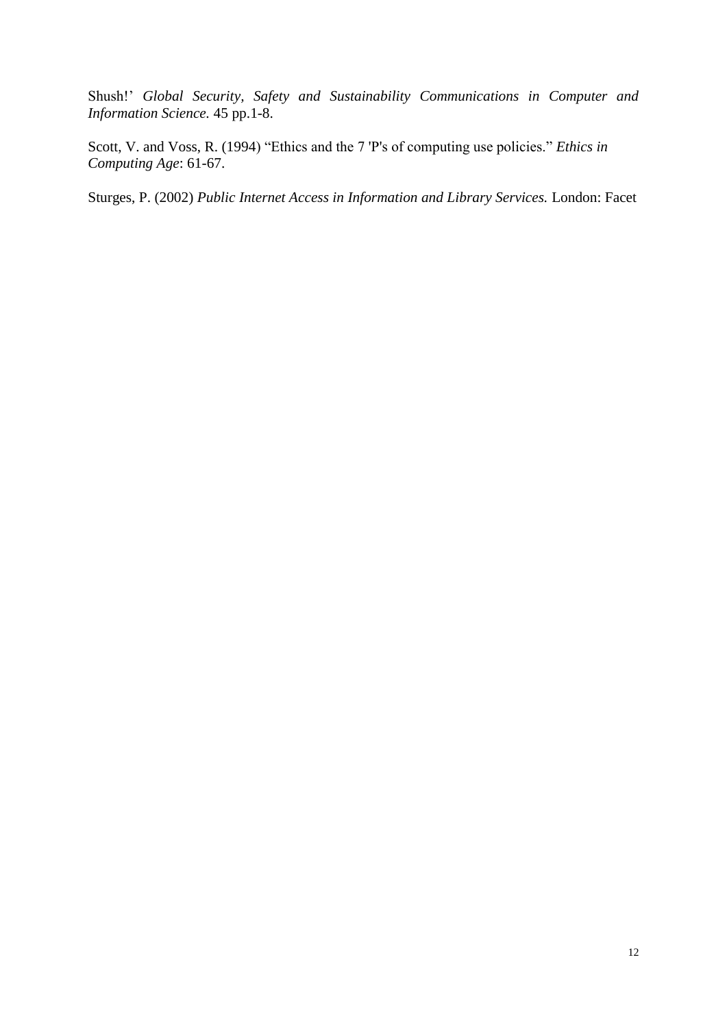Shush!' *Global Security, Safety and Sustainability Communications in Computer and Information Science.* 45 pp.1-8.

Scott, V. and Voss, R. (1994) "Ethics and the 7 'P's of computing use policies." *Ethics in Computing Age*: 61-67.

Sturges, P. (2002) *Public Internet Access in Information and Library Services.* London: Facet